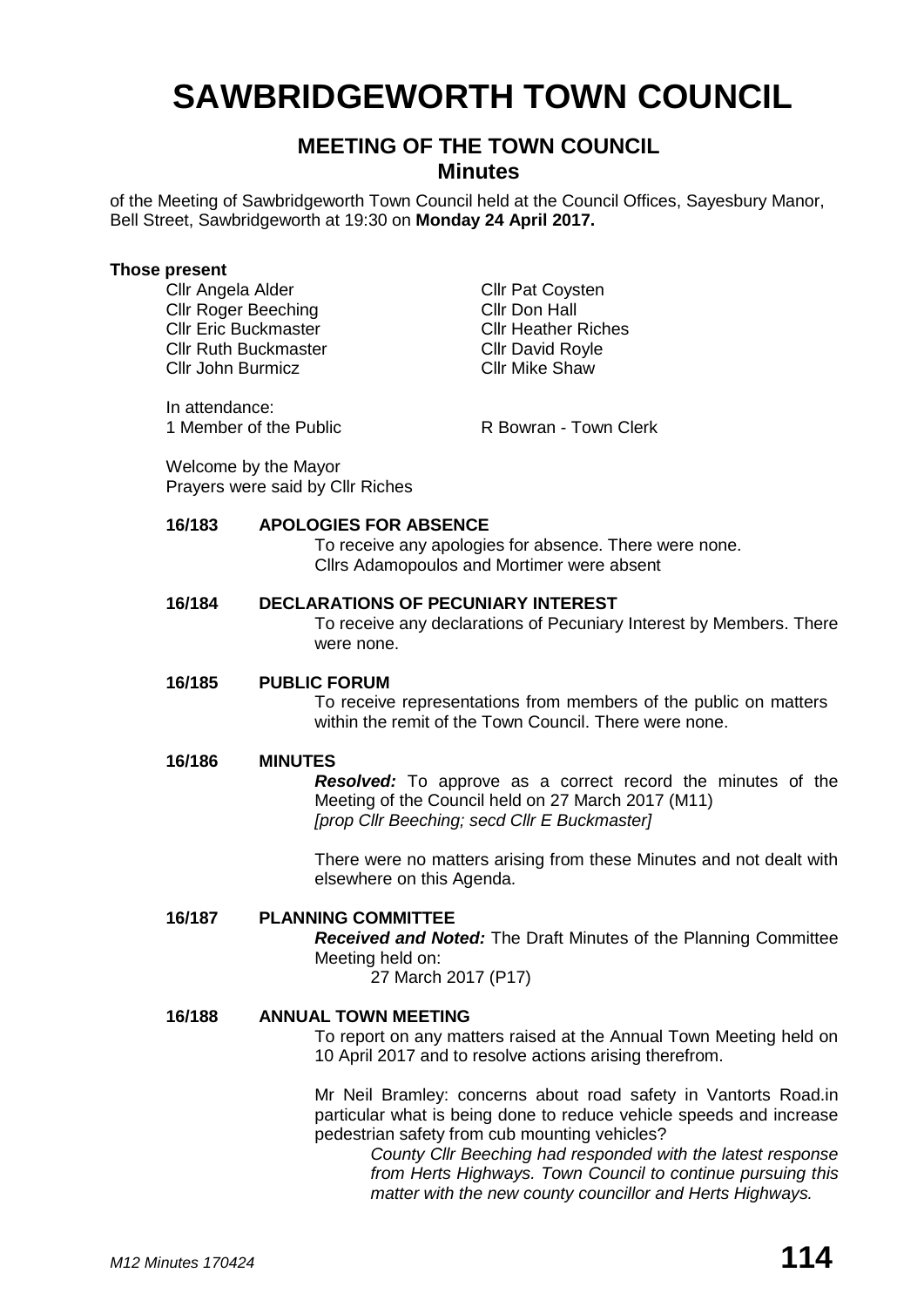# SAWBRIDGEWORTH TOWN COUNCIL

## MEETING OF THE TOWN COUNCIL
### Minutes

of the Meeting of Sawbridgeworth Town Council held at the Council Offices, Sayesbury Manor, Bell Street, Sawbridgeworth at 19:30 on **Monday 24 April 2017.**

**Those present**

Cllr Angela Alder
Cllr Roger Beeching
Cllr Eric Buckmaster
Cllr Ruth Buckmaster
Cllr John Burmicz
Cllr Pat Coysten
Cllr Don Hall
Cllr Heather Riches
Cllr David Royle
Cllr Mike Shaw

In attendance:
1 Member of the Public
R Bowran - Town Clerk

Welcome by the Mayor
Prayers were said by Cllr Riches

**16/183 APOLOGIES FOR ABSENCE**

To receive any apologies for absence. There were none.
Cllrs Adamopoulos and Mortimer were absent

**16/184 DECLARATIONS OF PECUNIARY INTEREST**

To receive any declarations of Pecuniary Interest by Members. There were none.

**16/185 PUBLIC FORUM**

To receive representations from members of the public on matters within the remit of the Town Council. There were none.

**16/186 MINUTES**

***Resolved:*** To approve as a correct record the minutes of the Meeting of the Council held on 27 March 2017 (M11)
*[prop Cllr Beeching; secd Cllr E Buckmaster]*

There were no matters arising from these Minutes and not dealt with elsewhere on this Agenda.

**16/187 PLANNING COMMITTEE**

***Received and Noted:*** The Draft Minutes of the Planning Committee Meeting held on:
27 March 2017 (P17)

**16/188 ANNUAL TOWN MEETING**

To report on any matters raised at the Annual Town Meeting held on 10 April 2017 and to resolve actions arising therefrom.

Mr Neil Bramley: concerns about road safety in Vantorts Road.in particular what is being done to reduce vehicle speeds and increase pedestrian safety from cub mounting vehicles?

*County Cllr Beeching had responded with the latest response from Herts Highways. Town Council to continue pursuing this matter with the new county councillor and Herts Highways.*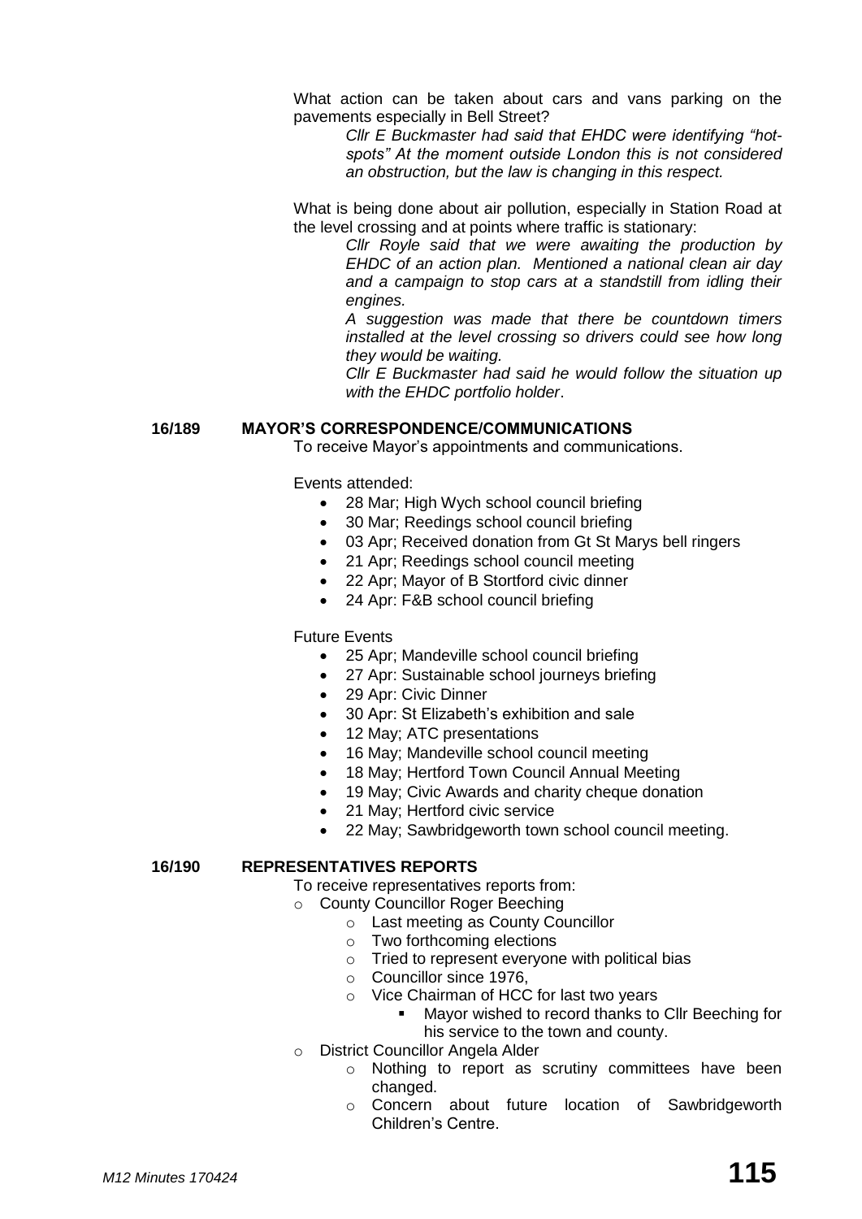What action can be taken about cars and vans parking on the pavements especially in Bell Street?

> *Cllr E Buckmaster had said that EHDC were identifying "hot-spots" At the moment outside London this is not considered an obstruction, but the law is changing in this respect.*

What is being done about air pollution, especially in Station Road at the level crossing and at points where traffic is stationary:

> *Cllr Royle said that we were awaiting the production by EHDC of an action plan. Mentioned a national clean air day and a campaign to stop cars at a standstill from idling their engines.*
>
> *A suggestion was made that there be countdown timers installed at the level crossing so drivers could see how long they would be waiting.*
>
> *Cllr E Buckmaster had said he would follow the situation up with the EHDC portfolio holder.*

## 16/189 MAYOR'S CORRESPONDENCE/COMMUNICATIONS

To receive Mayor's appointments and communications.

Events attended:

- 28 Mar; High Wych school council briefing
- 30 Mar; Reedings school council briefing
- 03 Apr; Received donation from Gt St Marys bell ringers
- 21 Apr; Reedings school council meeting
- 22 Apr; Mayor of B Stortford civic dinner
- 24 Apr: F&B school council briefing

Future Events

- 25 Apr; Mandeville school council briefing
- 27 Apr: Sustainable school journeys briefing
- 29 Apr: Civic Dinner
- 30 Apr: St Elizabeth's exhibition and sale
- 12 May; ATC presentations
- 16 May; Mandeville school council meeting
- 18 May; Hertford Town Council Annual Meeting
- 19 May; Civic Awards and charity cheque donation
- 21 May; Hertford civic service
- 22 May; Sawbridgeworth town school council meeting.

## 16/190 REPRESENTATIVES REPORTS

To receive representatives reports from:

- County Councillor Roger Beeching
  - Last meeting as County Councillor
  - Two forthcoming elections
  - Tried to represent everyone with political bias
  - Councillor since 1976,
  - Vice Chairman of HCC for last two years
    - Mayor wished to record thanks to Cllr Beeching for his service to the town and county.
- District Councillor Angela Alder
  - Nothing to report as scrutiny committees have been changed.
  - Concern about future location of Sawbridgeworth Children's Centre.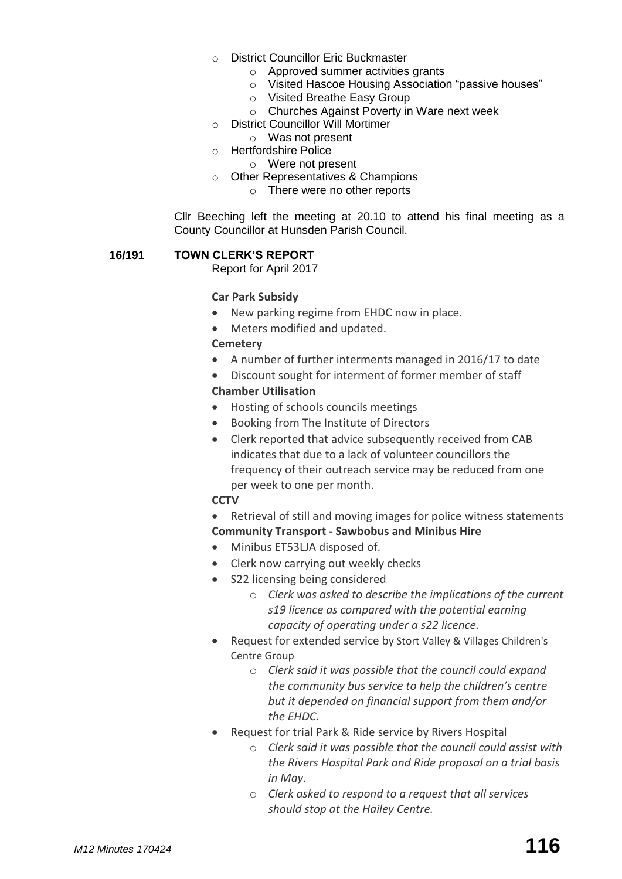- District Councillor Eric Buckmaster
  - Approved summer activities grants
  - Visited Hascoe Housing Association "passive houses"
  - Visited Breathe Easy Group
  - Churches Against Poverty in Ware next week
- District Councillor Will Mortimer
  - Was not present
- Hertfordshire Police
  - Were not present
- Other Representatives & Champions
  - There were no other reports

Cllr Beeching left the meeting at 20.10 to attend his final meeting as a County Councillor at Hunsden Parish Council.

**16/191 TOWN CLERK'S REPORT**

Report for April 2017

**Car Park Subsidy**

- New parking regime from EHDC now in place.
- Meters modified and updated.

**Cemetery**

- A number of further interments managed in 2016/17 to date
- Discount sought for interment of former member of staff

**Chamber Utilisation**

- Hosting of schools councils meetings
- Booking from The Institute of Directors
- Clerk reported that advice subsequently received from CAB indicates that due to a lack of volunteer councillors the frequency of their outreach service may be reduced from one per week to one per month.

**CCTV**

- Retrieval of still and moving images for police witness statements

**Community Transport - Sawbobus and Minibus Hire**

- Minibus ET53LJA disposed of.
- Clerk now carrying out weekly checks
- S22 licensing being considered
  - *Clerk was asked to describe the implications of the current s19 licence as compared with the potential earning capacity of operating under a s22 licence.*
- Request for extended service by Stort Valley & Villages Children's Centre Group
  - *Clerk said it was possible that the council could expand the community bus service to help the children's centre but it depended on financial support from them and/or the EHDC.*
- Request for trial Park & Ride service by Rivers Hospital
  - *Clerk said it was possible that the council could assist with the Rivers Hospital Park and Ride proposal on a trial basis in May.*
  - *Clerk asked to respond to a request that all services should stop at the Hailey Centre.*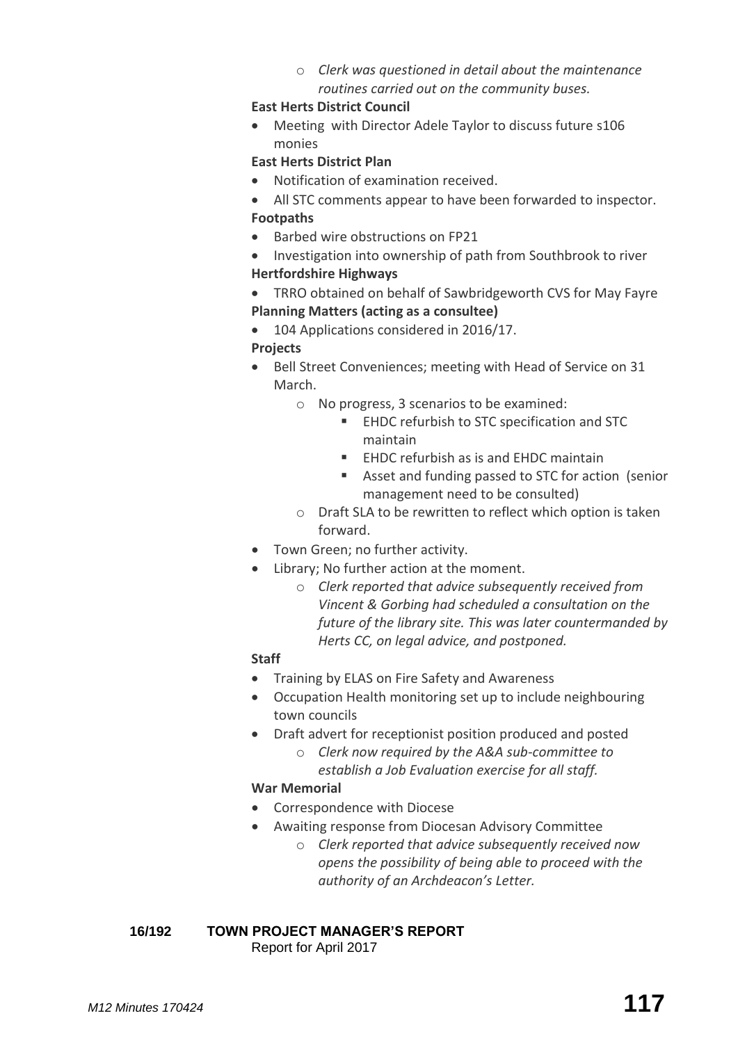- *Clerk was questioned in detail about the maintenance routines carried out on the community buses.*

**East Herts District Council**

- Meeting with Director Adele Taylor to discuss future s106 monies

**East Herts District Plan**

- Notification of examination received.
- All STC comments appear to have been forwarded to inspector.

**Footpaths**

- Barbed wire obstructions on FP21
- Investigation into ownership of path from Southbrook to river

**Hertfordshire Highways**

- TRRO obtained on behalf of Sawbridgeworth CVS for May Fayre

**Planning Matters (acting as a consultee)**

- 104 Applications considered in 2016/17.

**Projects**

- Bell Street Conveniences; meeting with Head of Service on 31 March.
  - No progress, 3 scenarios to be examined:
    - EHDC refurbish to STC specification and STC maintain
    - EHDC refurbish as is and EHDC maintain
    - Asset and funding passed to STC for action (senior management need to be consulted)
  - Draft SLA to be rewritten to reflect which option is taken forward.
- Town Green; no further activity.
- Library; No further action at the moment.
  - *Clerk reported that advice subsequently received from Vincent & Gorbing had scheduled a consultation on the future of the library site. This was later countermanded by Herts CC, on legal advice, and postponed.*

**Staff**

- Training by ELAS on Fire Safety and Awareness
- Occupation Health monitoring set up to include neighbouring town councils
- Draft advert for receptionist position produced and posted
  - *Clerk now required by the A&A sub-committee to establish a Job Evaluation exercise for all staff.*

**War Memorial**

- Correspondence with Diocese
- Awaiting response from Diocesan Advisory Committee
  - *Clerk reported that advice subsequently received now opens the possibility of being able to proceed with the authority of an Archdeacon's Letter.*

## 16/192 TOWN PROJECT MANAGER'S REPORT

Report for April 2017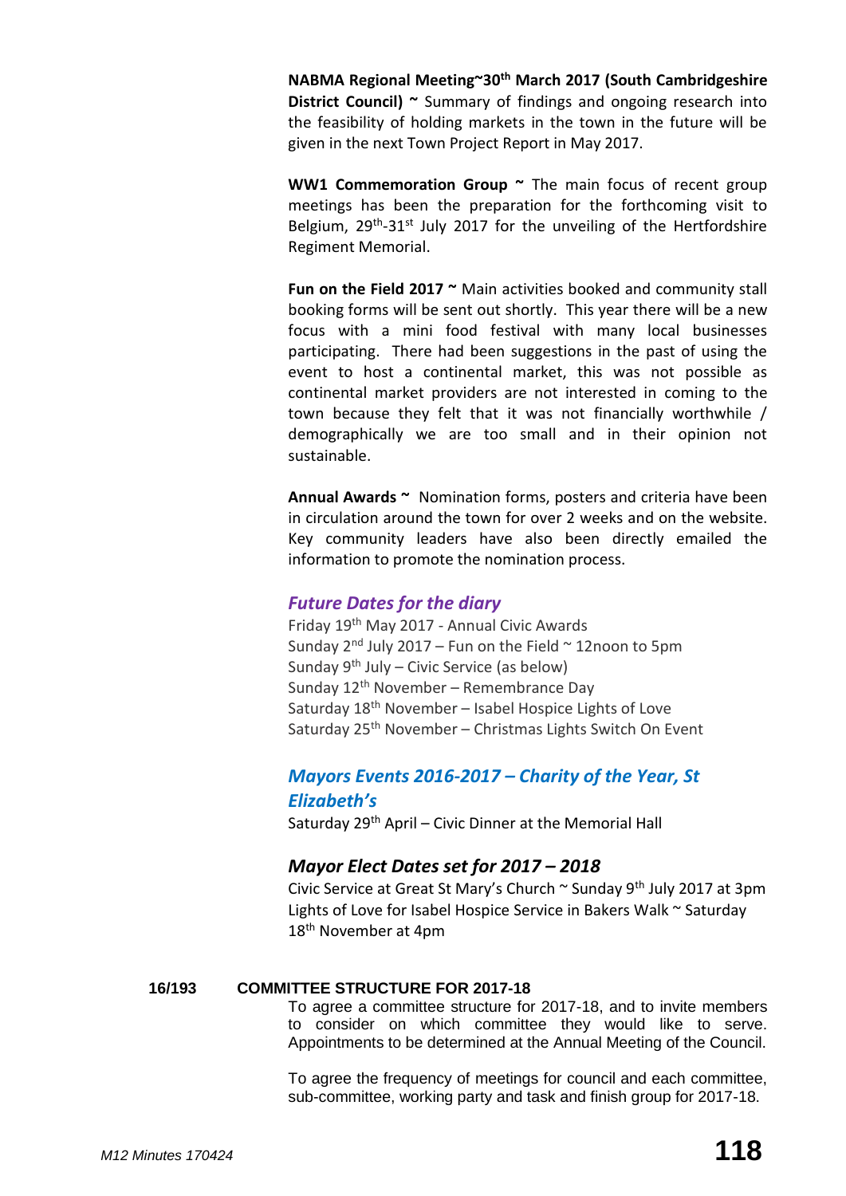**NABMA Regional Meeting~30th March 2017 (South Cambridgeshire District Council) ~** Summary of findings and ongoing research into the feasibility of holding markets in the town in the future will be given in the next Town Project Report in May 2017.

**WW1 Commemoration Group ~** The main focus of recent group meetings has been the preparation for the forthcoming visit to Belgium, 29th-31st July 2017 for the unveiling of the Hertfordshire Regiment Memorial.

**Fun on the Field 2017 ~** Main activities booked and community stall booking forms will be sent out shortly. This year there will be a new focus with a mini food festival with many local businesses participating. There had been suggestions in the past of using the event to host a continental market, this was not possible as continental market providers are not interested in coming to the town because they felt that it was not financially worthwhile / demographically we are too small and in their opinion not sustainable.

**Annual Awards ~** Nomination forms, posters and criteria have been in circulation around the town for over 2 weeks and on the website. Key community leaders have also been directly emailed the information to promote the nomination process.

### *Future Dates for the diary*

Friday 19th May 2017 - Annual Civic Awards
Sunday 2nd July 2017 – Fun on the Field ~ 12noon to 5pm
Sunday 9th July – Civic Service (as below)
Sunday 12th November – Remembrance Day
Saturday 18th November – Isabel Hospice Lights of Love
Saturday 25th November – Christmas Lights Switch On Event

### *Mayors Events 2016-2017 – Charity of the Year, St Elizabeth's*

Saturday 29th April – Civic Dinner at the Memorial Hall

### *Mayor Elect Dates set for 2017 – 2018*

Civic Service at Great St Mary's Church ~ Sunday 9th July 2017 at 3pm
Lights of Love for Isabel Hospice Service in Bakers Walk ~ Saturday 18th November at 4pm

## 16/193 COMMITTEE STRUCTURE FOR 2017-18

To agree a committee structure for 2017-18, and to invite members to consider on which committee they would like to serve. Appointments to be determined at the Annual Meeting of the Council.

To agree the frequency of meetings for council and each committee, sub-committee, working party and task and finish group for 2017-18.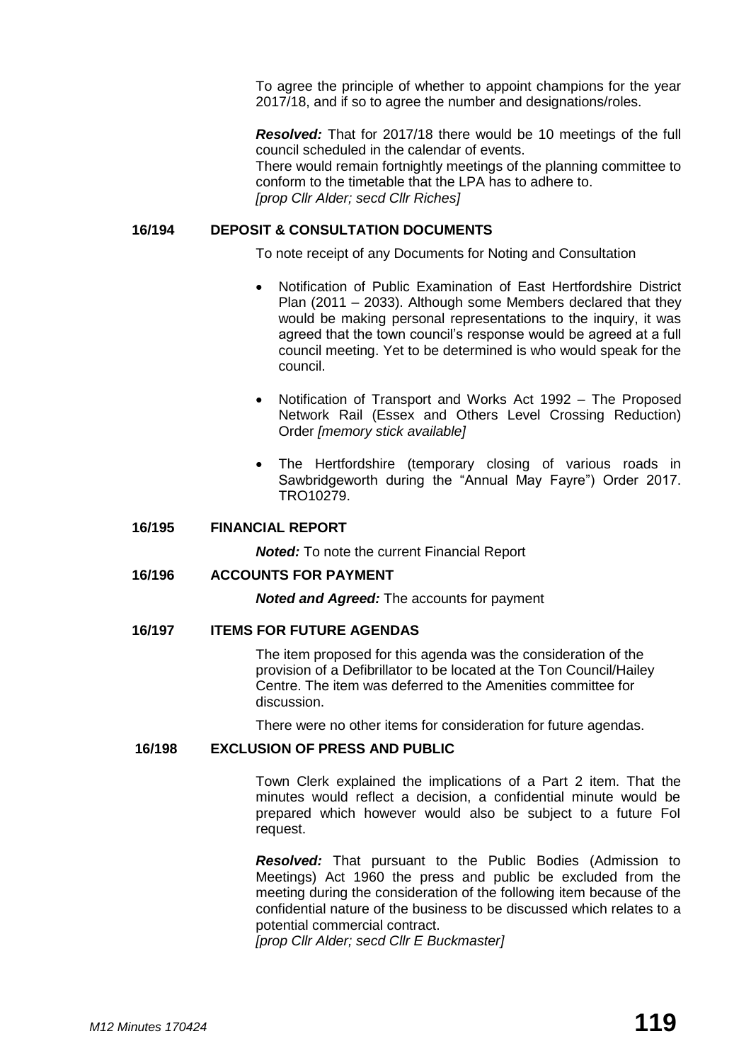To agree the principle of whether to appoint champions for the year 2017/18, and if so to agree the number and designations/roles.

***Resolved:*** That for 2017/18 there would be 10 meetings of the full council scheduled in the calendar of events.
There would remain fortnightly meetings of the planning committee to conform to the timetable that the LPA has to adhere to.
*[prop Cllr Alder; secd Cllr Riches]*

## 16/194 DEPOSIT & CONSULTATION DOCUMENTS

To note receipt of any Documents for Noting and Consultation

- Notification of Public Examination of East Hertfordshire District Plan (2011 – 2033). Although some Members declared that they would be making personal representations to the inquiry, it was agreed that the town council's response would be agreed at a full council meeting. Yet to be determined is who would speak for the council.
- Notification of Transport and Works Act 1992 – The Proposed Network Rail (Essex and Others Level Crossing Reduction) Order *[memory stick available]*
- The Hertfordshire (temporary closing of various roads in Sawbridgeworth during the "Annual May Fayre") Order 2017. TRO10279.

## 16/195 FINANCIAL REPORT

***Noted:*** To note the current Financial Report

## 16/196 ACCOUNTS FOR PAYMENT

***Noted and Agreed:*** The accounts for payment

## 16/197 ITEMS FOR FUTURE AGENDAS

The item proposed for this agenda was the consideration of the provision of a Defibrillator to be located at the Ton Council/Hailey Centre. The item was deferred to the Amenities committee for discussion.

There were no other items for consideration for future agendas.

## 16/198 EXCLUSION OF PRESS AND PUBLIC

Town Clerk explained the implications of a Part 2 item. That the minutes would reflect a decision, a confidential minute would be prepared which however would also be subject to a future FoI request.

***Resolved:*** That pursuant to the Public Bodies (Admission to Meetings) Act 1960 the press and public be excluded from the meeting during the consideration of the following item because of the confidential nature of the business to be discussed which relates to a potential commercial contract.
*[prop Cllr Alder; secd Cllr E Buckmaster]*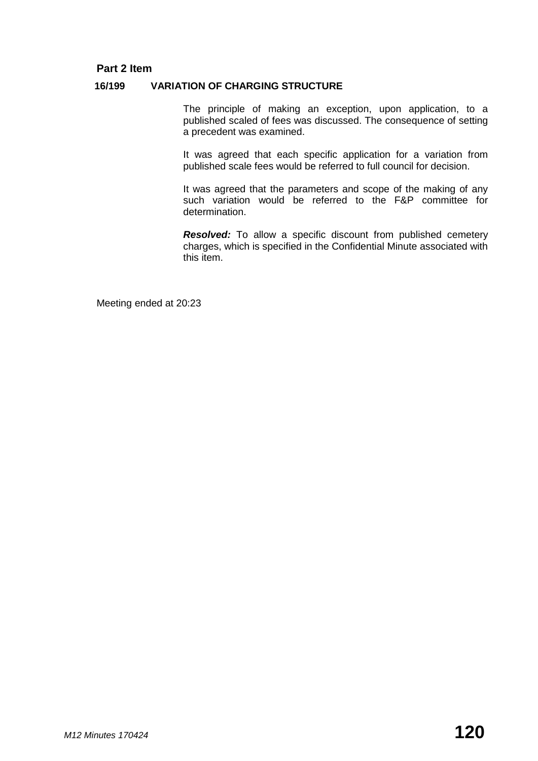**Part 2 Item**

**16/199 VARIATION OF CHARGING STRUCTURE**

The principle of making an exception, upon application, to a published scaled of fees was discussed. The consequence of setting a precedent was examined.

It was agreed that each specific application for a variation from published scale fees would be referred to full council for decision.

It was agreed that the parameters and scope of the making of any such variation would be referred to the F&P committee for determination.

***Resolved:*** To allow a specific discount from published cemetery charges, which is specified in the Confidential Minute associated with this item.

Meeting ended at 20:23